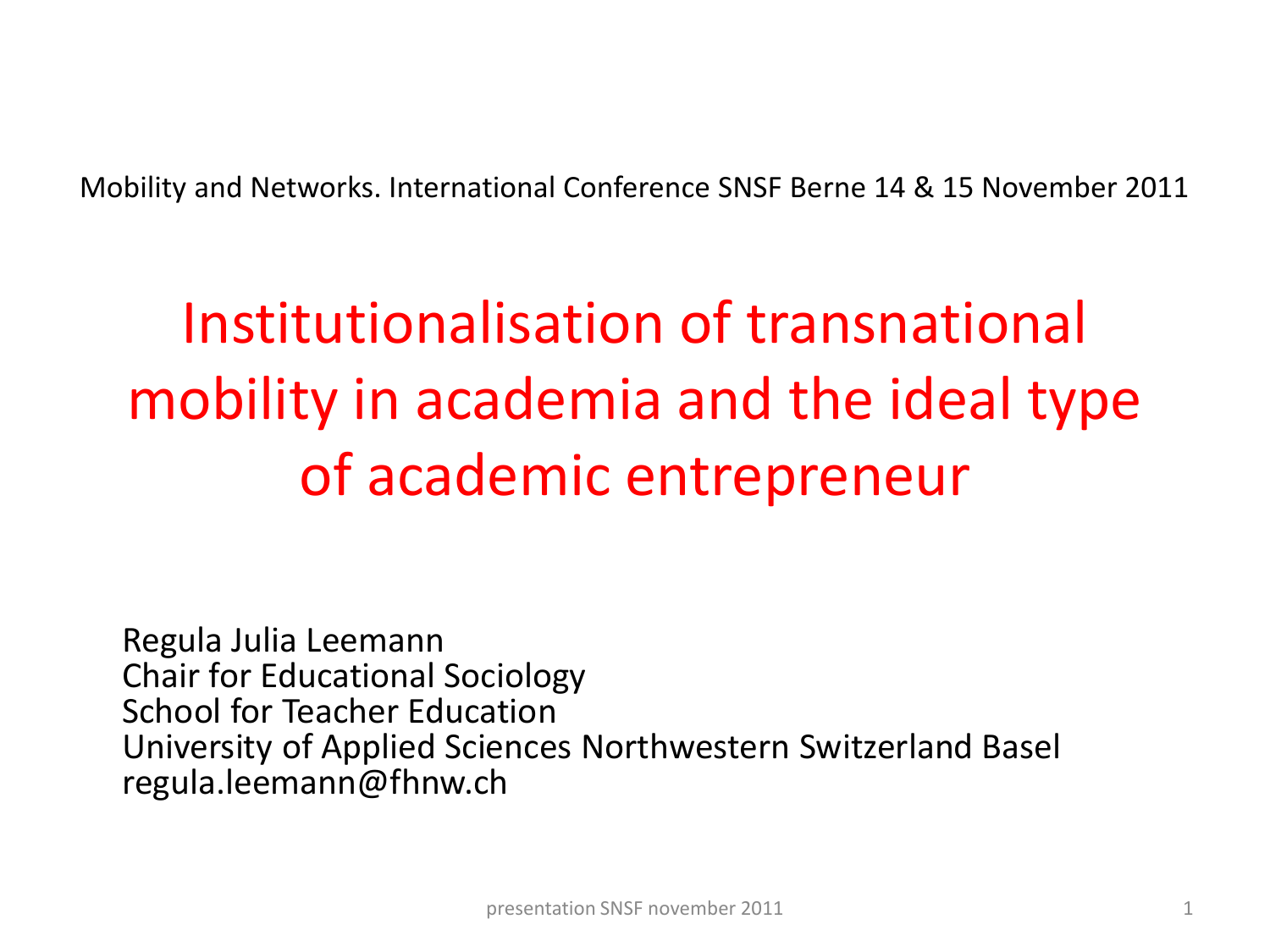Mobility and Networks. International Conference SNSF Berne 14 & 15 November 2011

# Institutionalisation of transnational mobility in academia and the ideal type of academic entrepreneur

Regula Julia Leemann
Chair for Educational Sociology
School for Teacher Education
University of Applied Sciences Northwestern Switzerland Basel
regula.leemann@fhnw.ch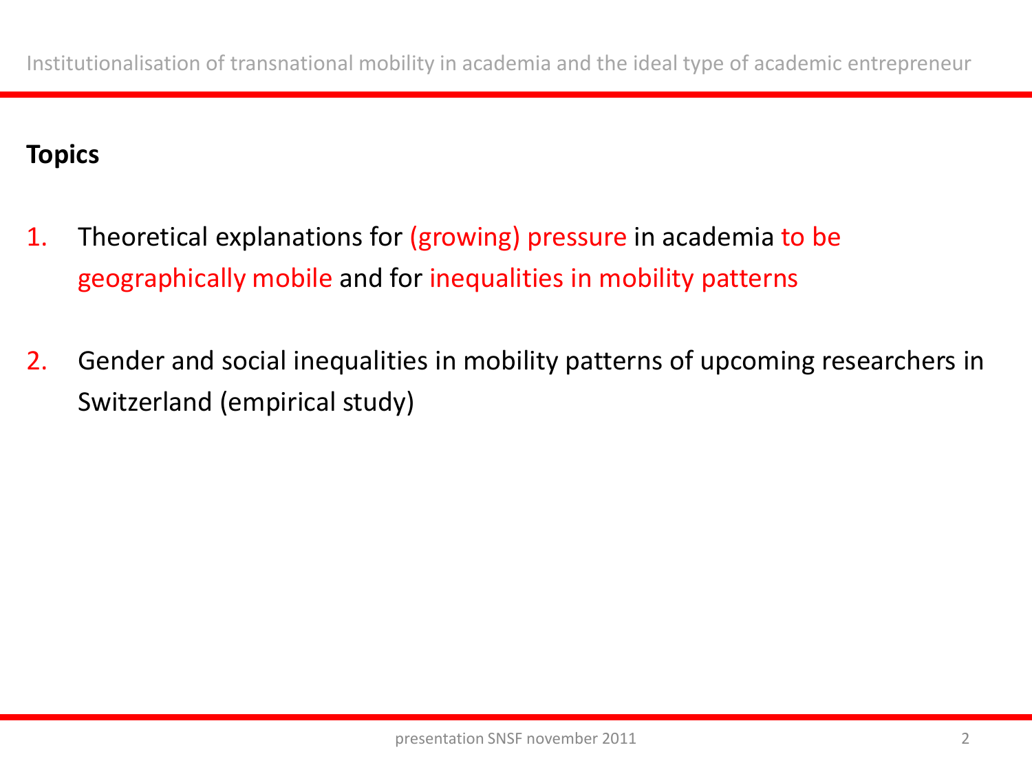**Topics**

1. Theoretical explanations for (growing) pressure in academia to be geographically mobile and for inequalities in mobility patterns

2. Gender and social inequalities in mobility patterns of upcoming researchers in Switzerland (empirical study)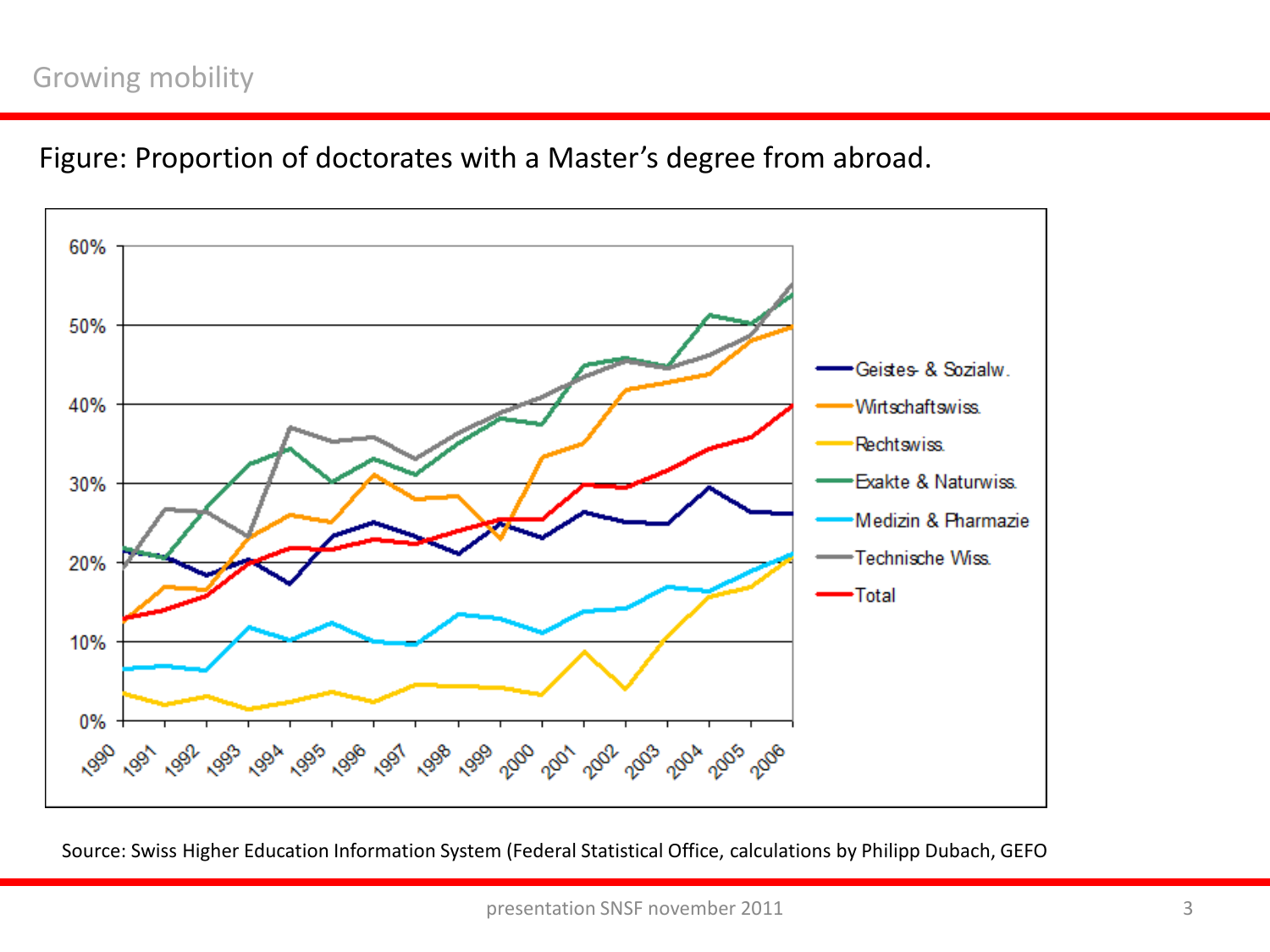# Growing mobility

Figure: Proportion of doctorates with a Master's degree from abroad.

Source: Swiss Higher Education Information System (Federal Statistical Office, calculations by Philipp Dubach, GEFO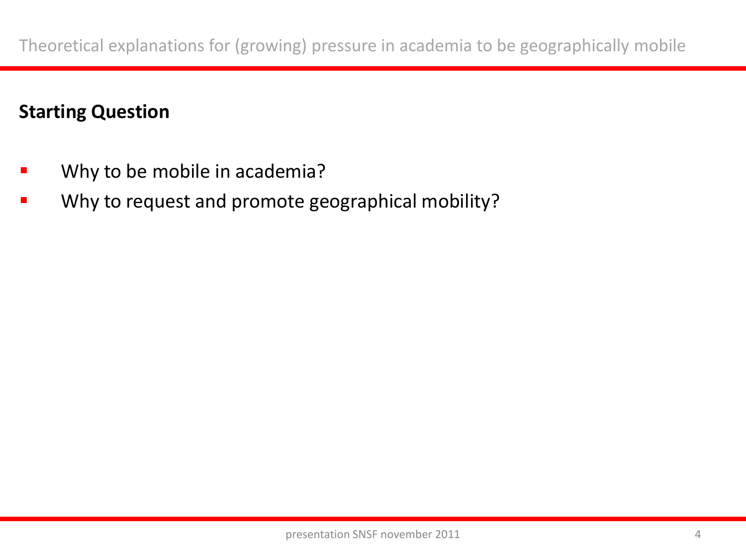# Theoretical explanations for (growing) pressure in academia to be geographically mobile

**Starting Question**

- Why to be mobile in academia?
- Why to request and promote geographical mobility?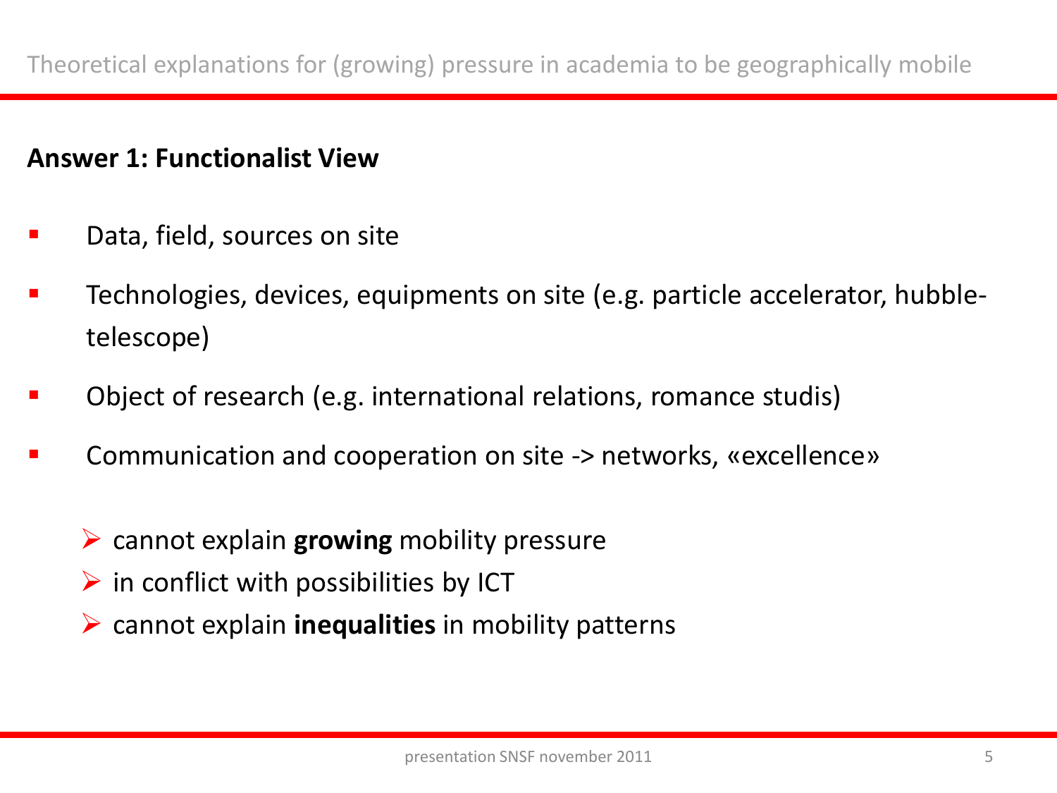## Theoretical explanations for (growing) pressure in academia to be geographically mobile

**Answer 1: Functionalist View**

- Data, field, sources on site
- Technologies, devices, equipments on site (e.g. particle accelerator, hubble-telescope)
- Object of research (e.g. international relations, romance studis)
- Communication and cooperation on site -> networks, «excellence»

  - cannot explain **growing** mobility pressure
  - in conflict with possibilities by ICT
  - cannot explain **inequalities** in mobility patterns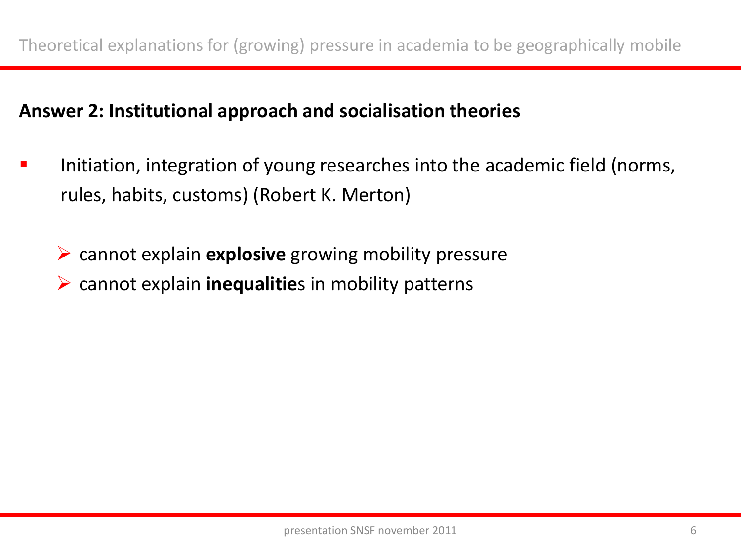Theoretical explanations for (growing) pressure in academia to be geographically mobile

## Answer 2: Institutional approach and socialisation theories

- Initiation, integration of young researches into the academic field (norms, rules, habits, customs) (Robert K. Merton)

  - cannot explain **explosive** growing mobility pressure
  - cannot explain **inequalitie**s in mobility patterns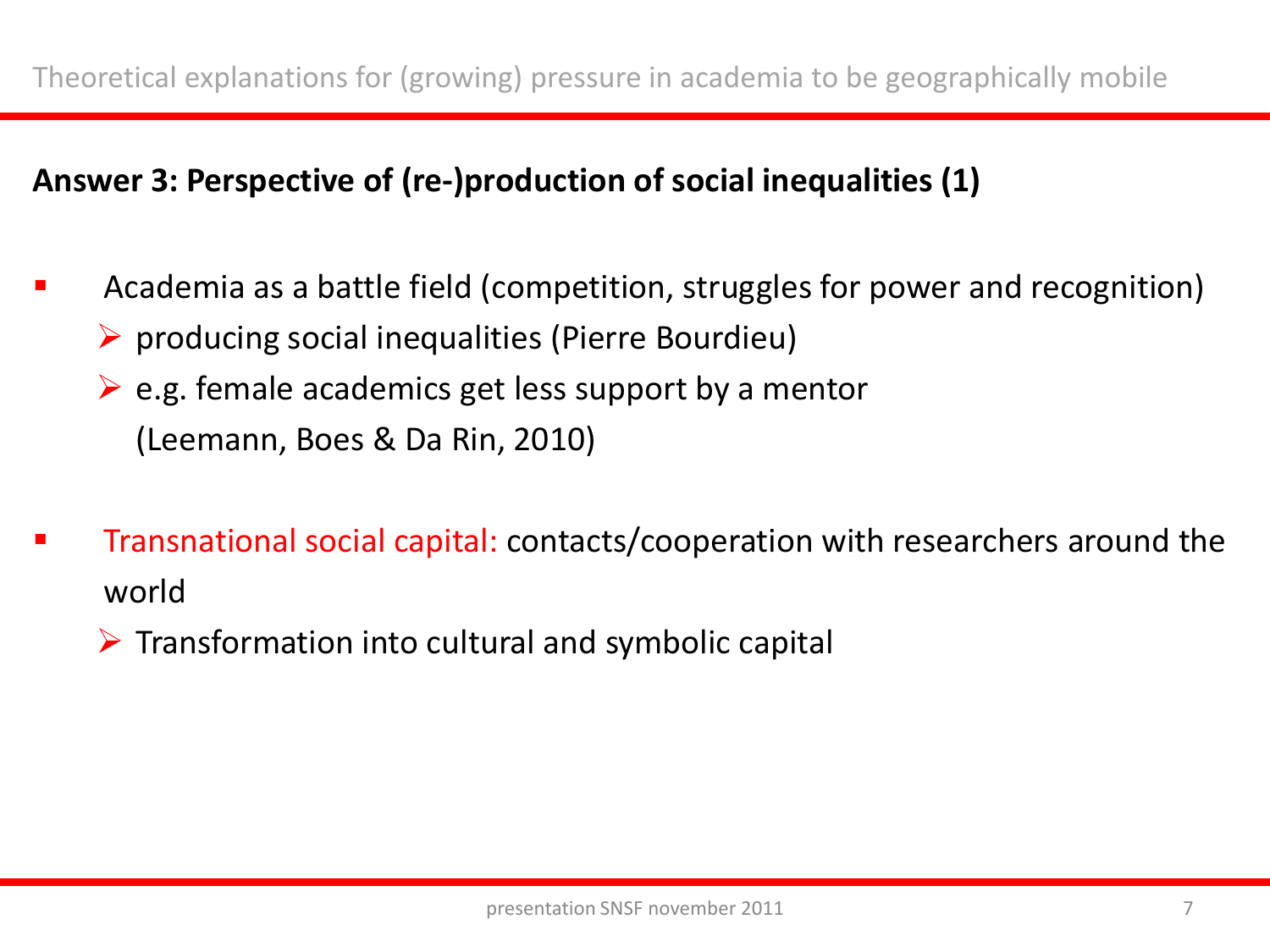Theoretical explanations for (growing) pressure in academia to be geographically mobile

**Answer 3: Perspective of (re-)production of social inequalities (1)**

- Academia as a battle field (competition, struggles for power and recognition)
  - producing social inequalities (Pierre Bourdieu)
  - e.g. female academics get less support by a mentor (Leemann, Boes & Da Rin, 2010)

- Transnational social capital: contacts/cooperation with researchers around the world
  - Transformation into cultural and symbolic capital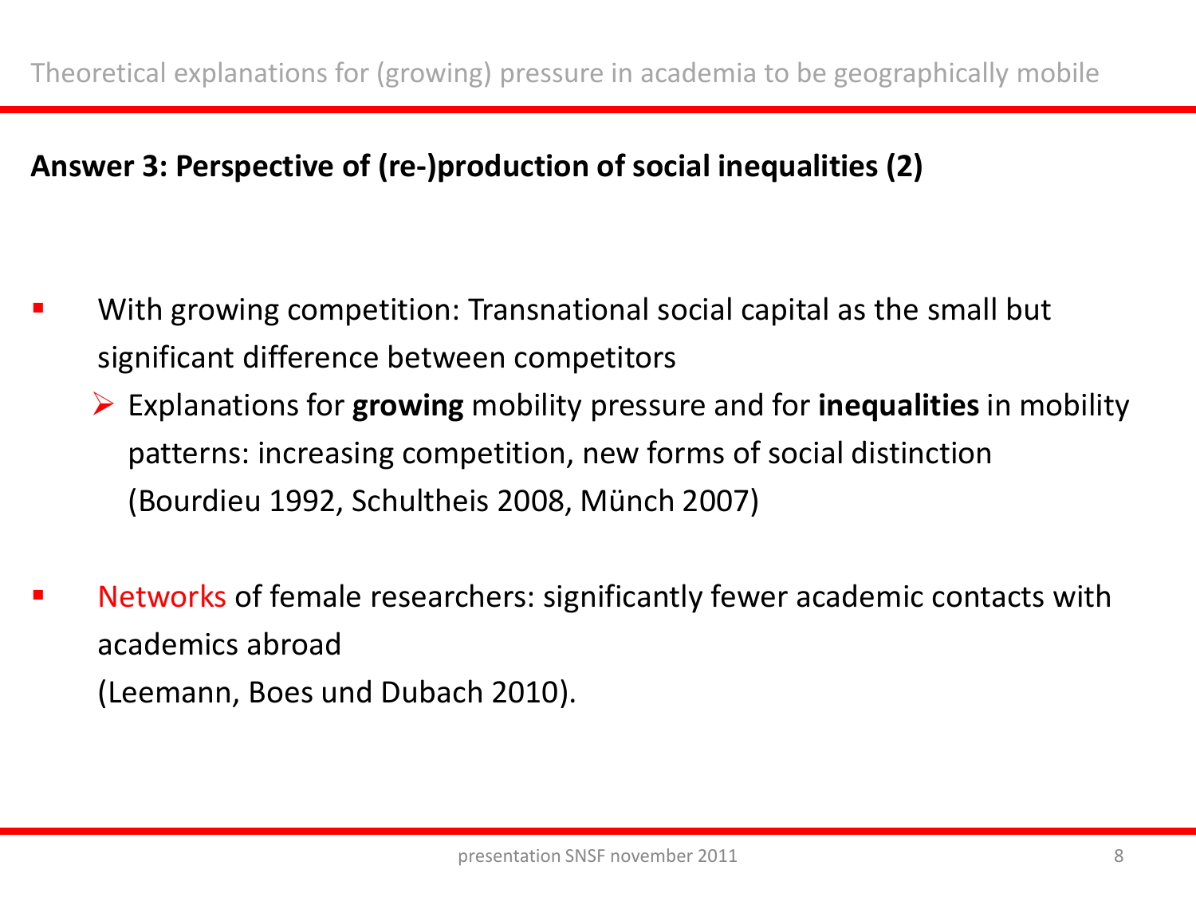Theoretical explanations for (growing) pressure in academia to be geographically mobile

## Answer 3: Perspective of (re-)production of social inequalities (2)

- With growing competition: Transnational social capital as the small but significant difference between competitors
  - Explanations for **growing** mobility pressure and for **inequalities** in mobility patterns: increasing competition, new forms of social distinction (Bourdieu 1992, Schultheis 2008, Münch 2007)

- Networks of female researchers: significantly fewer academic contacts with academics abroad
  (Leemann, Boes und Dubach 2010).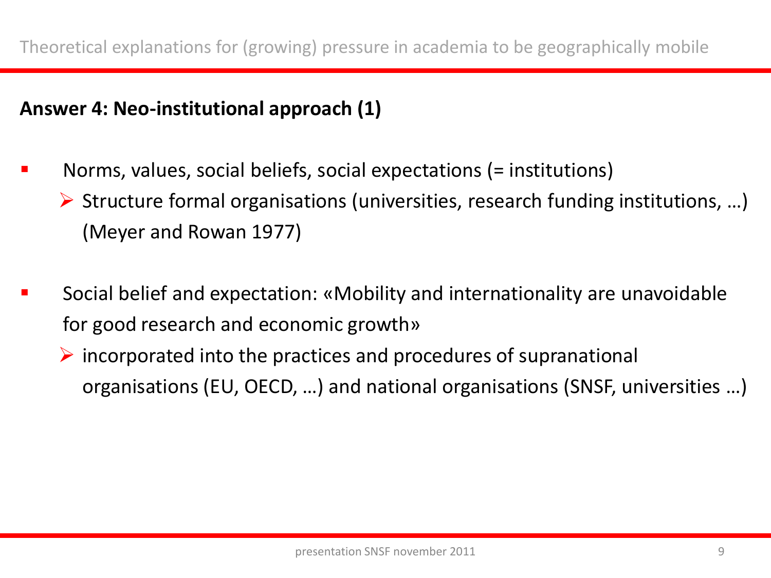Theoretical explanations for (growing) pressure in academia to be geographically mobile

## Answer 4: Neo-institutional approach (1)

- Norms, values, social beliefs, social expectations (= institutions)
  - Structure formal organisations (universities, research funding institutions, …) (Meyer and Rowan 1977)

- Social belief and expectation: «Mobility and internationality are unavoidable for good research and economic growth»
  - incorporated into the practices and procedures of supranational organisations (EU, OECD, …) and national organisations (SNSF, universities …)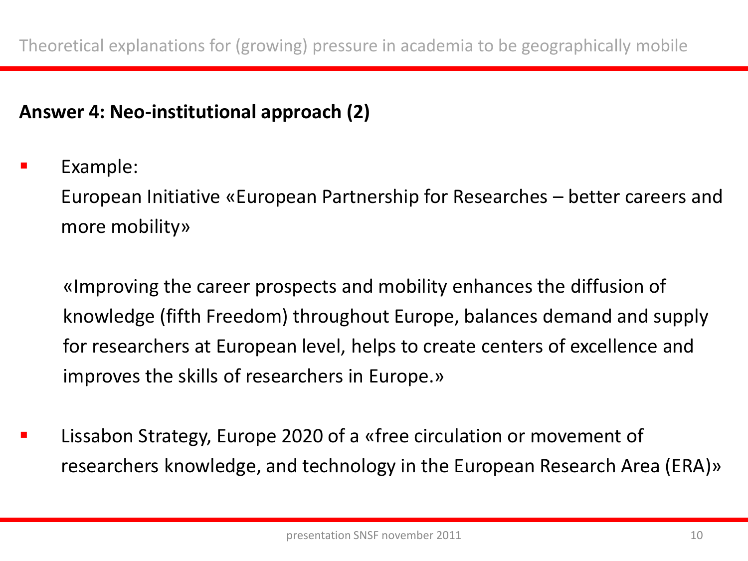Theoretical explanations for (growing) pressure in academia to be geographically mobile

**Answer 4: Neo-institutional approach (2)**

- Example:
  European Initiative «European Partnership for Researches – better careers and more mobility»

  «Improving the career prospects and mobility enhances the diffusion of knowledge (fifth Freedom) throughout Europe, balances demand and supply for researchers at European level, helps to create centers of excellence and improves the skills of researchers in Europe.»

- Lissabon Strategy, Europe 2020 of a «free circulation or movement of researchers knowledge, and technology in the European Research Area (ERA)»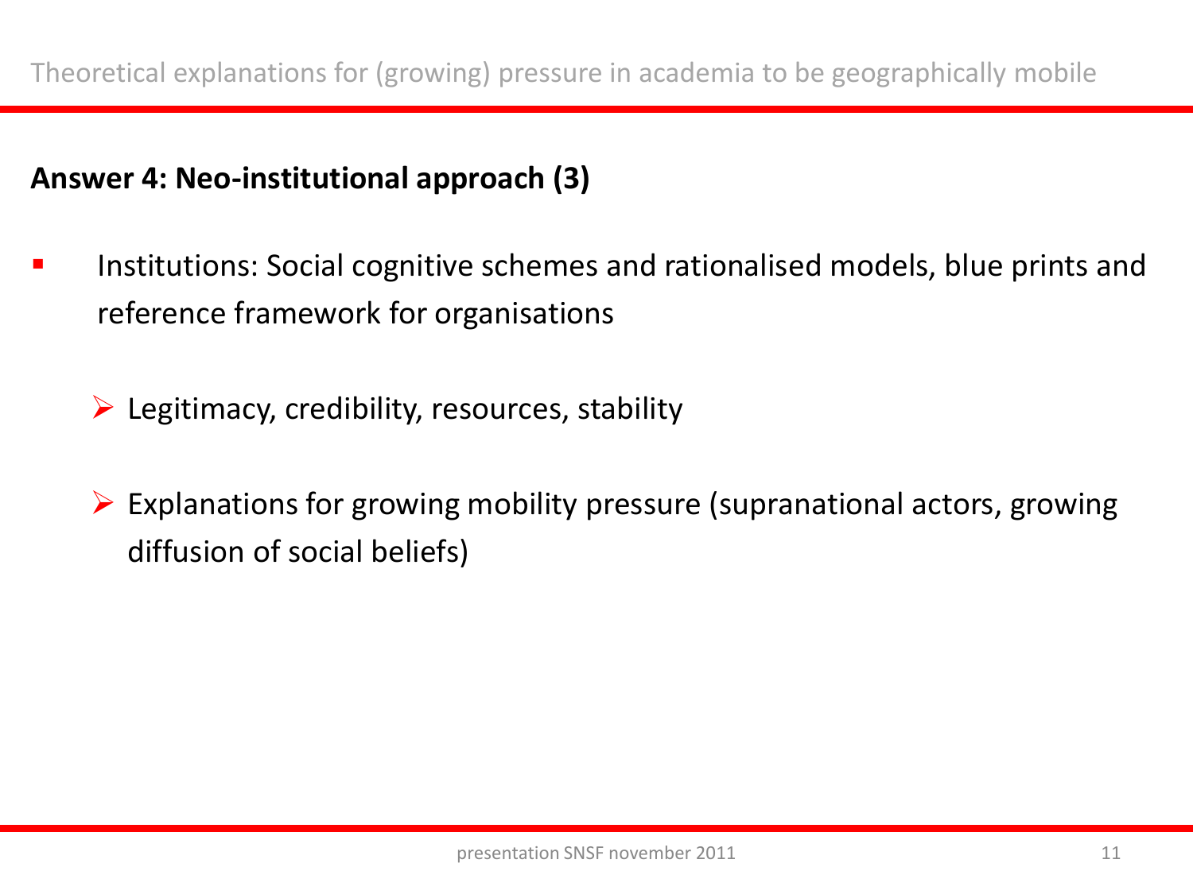Theoretical explanations for (growing) pressure in academia to be geographically mobile

**Answer 4: Neo-institutional approach (3)**

- Institutions: Social cognitive schemes and rationalised models, blue prints and reference framework for organisations
  - Legitimacy, credibility, resources, stability
  - Explanations for growing mobility pressure (supranational actors, growing diffusion of social beliefs)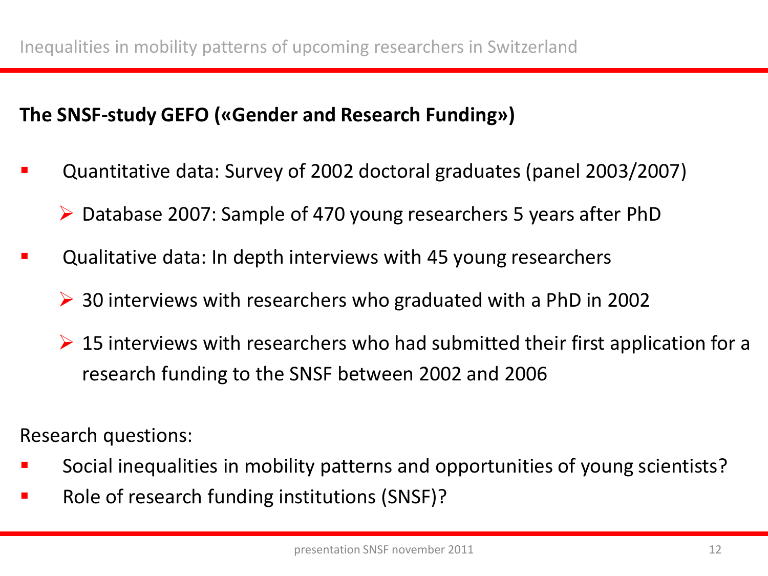## The SNSF-study GEFO («Gender and Research Funding»)

- Quantitative data: Survey of 2002 doctoral graduates (panel 2003/2007)
  - Database 2007: Sample of 470 young researchers 5 years after PhD
- Qualitative data: In depth interviews with 45 young researchers
  - 30 interviews with researchers who graduated with a PhD in 2002
  - 15 interviews with researchers who had submitted their first application for a research funding to the SNSF between 2002 and 2006

Research questions:

- Social inequalities in mobility patterns and opportunities of young scientists?
- Role of research funding institutions (SNSF)?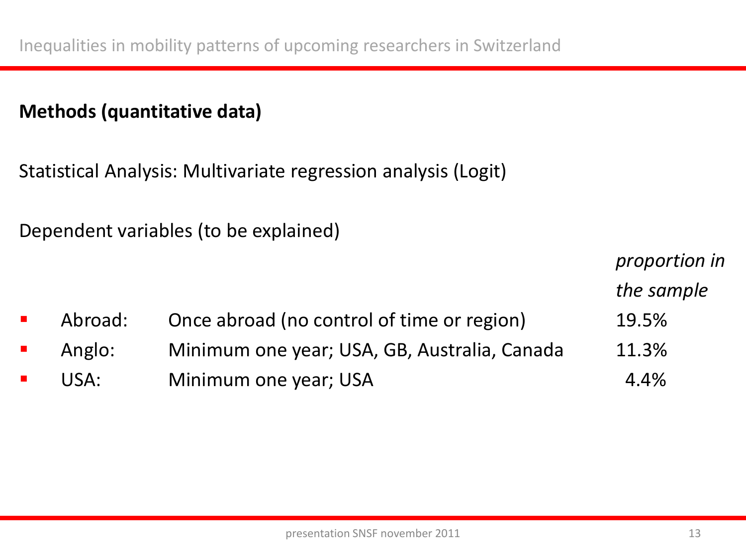## Methods (quantitative data)

Statistical Analysis: Multivariate regression analysis (Logit)

Dependent variables (to be explained)

| | | *proportion in the sample* |
|---|---|---|
| ▪ Abroad: | Once abroad (no control of time or region) | 19.5% |
| ▪ Anglo: | Minimum one year; USA, GB, Australia, Canada | 11.3% |
| ▪ USA: | Minimum one year; USA | 4.4% |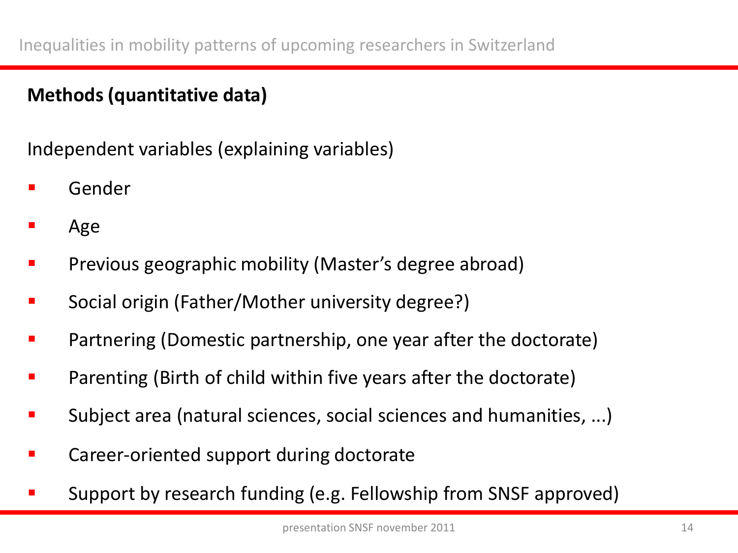## Methods (quantitative data)

Independent variables (explaining variables)

- Gender
- Age
- Previous geographic mobility (Master's degree abroad)
- Social origin (Father/Mother university degree?)
- Partnering (Domestic partnership, one year after the doctorate)
- Parenting (Birth of child within five years after the doctorate)
- Subject area (natural sciences, social sciences and humanities, ...)
- Career-oriented support during doctorate
- Support by research funding (e.g. Fellowship from SNSF approved)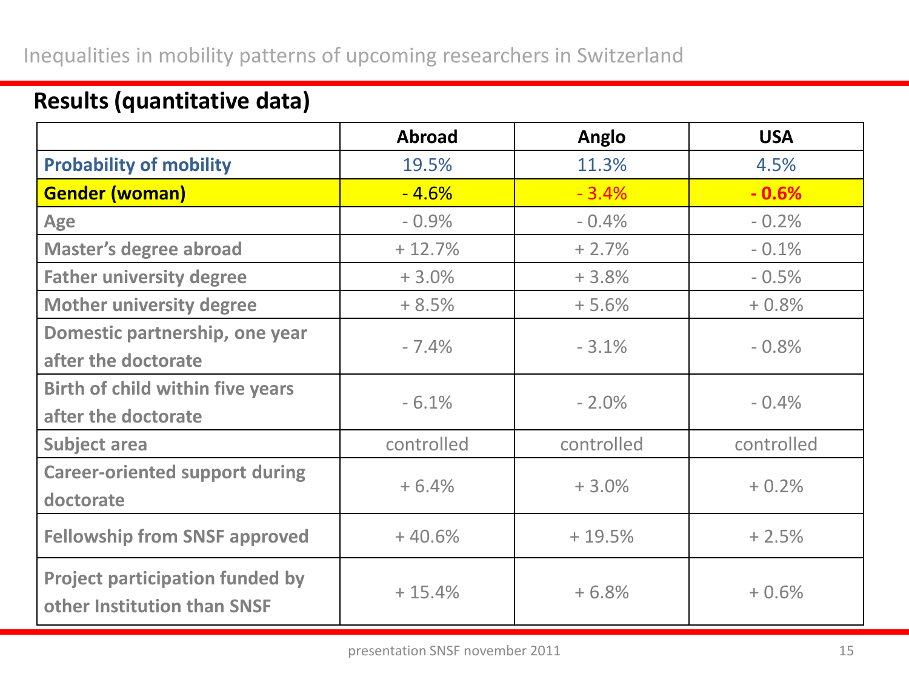## Results (quantitative data)

| | Abroad | Anglo | USA |
|---|---|---|---|
| **Probability of mobility** | 19.5% | 11.3% | 4.5% |
| **Gender (woman)** | - 4.6% | - 3.4% | **- 0.6%** |
| **Age** | - 0.9% | - 0.4% | - 0.2% |
| **Master's degree abroad** | + 12.7% | + 2.7% | - 0.1% |
| **Father university degree** | + 3.0% | + 3.8% | - 0.5% |
| **Mother university degree** | + 8.5% | + 5.6% | + 0.8% |
| **Domestic partnership, one year after the doctorate** | - 7.4% | - 3.1% | - 0.8% |
| **Birth of child within five years after the doctorate** | - 6.1% | - 2.0% | - 0.4% |
| **Subject area** | controlled | controlled | controlled |
| **Career-oriented support during doctorate** | + 6.4% | + 3.0% | + 0.2% |
| **Fellowship from SNSF approved** | + 40.6% | + 19.5% | + 2.5% |
| **Project participation funded by other Institution than SNSF** | + 15.4% | + 6.8% | + 0.6% |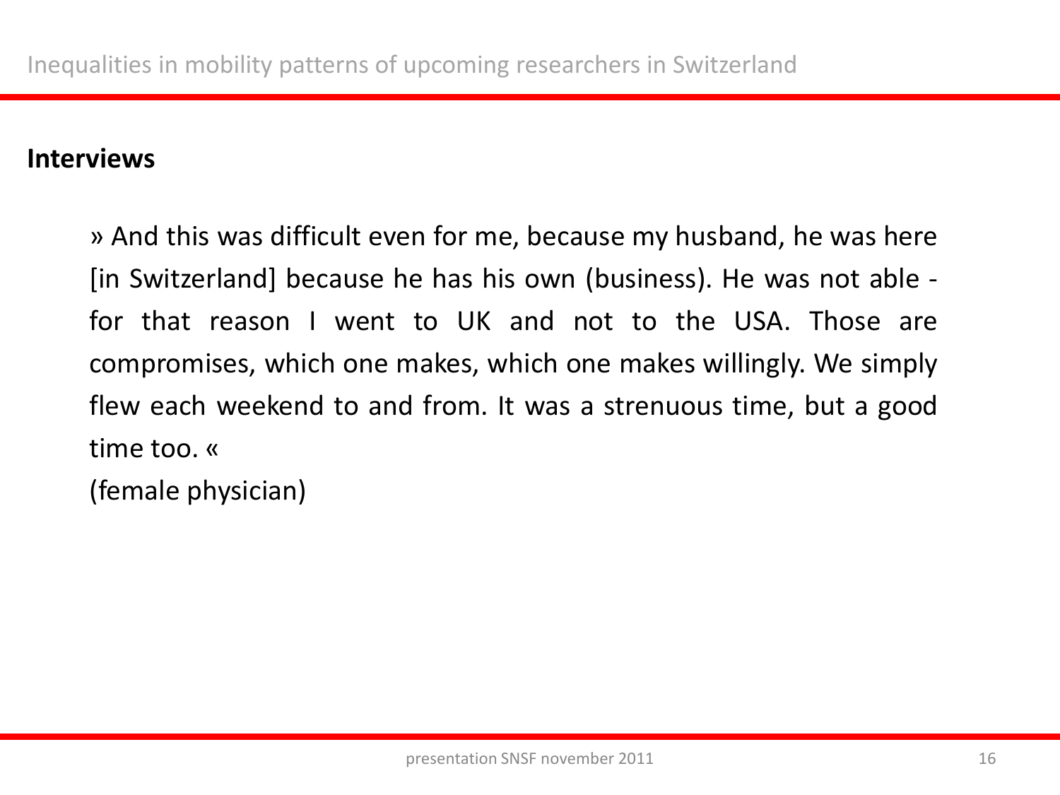## Interviews

» And this was difficult even for me, because my husband, he was here [in Switzerland] because he has his own (business). He was not able - for that reason I went to UK and not to the USA. Those are compromises, which one makes, which one makes willingly. We simply flew each weekend to and from. It was a strenuous time, but a good time too. «

(female physician)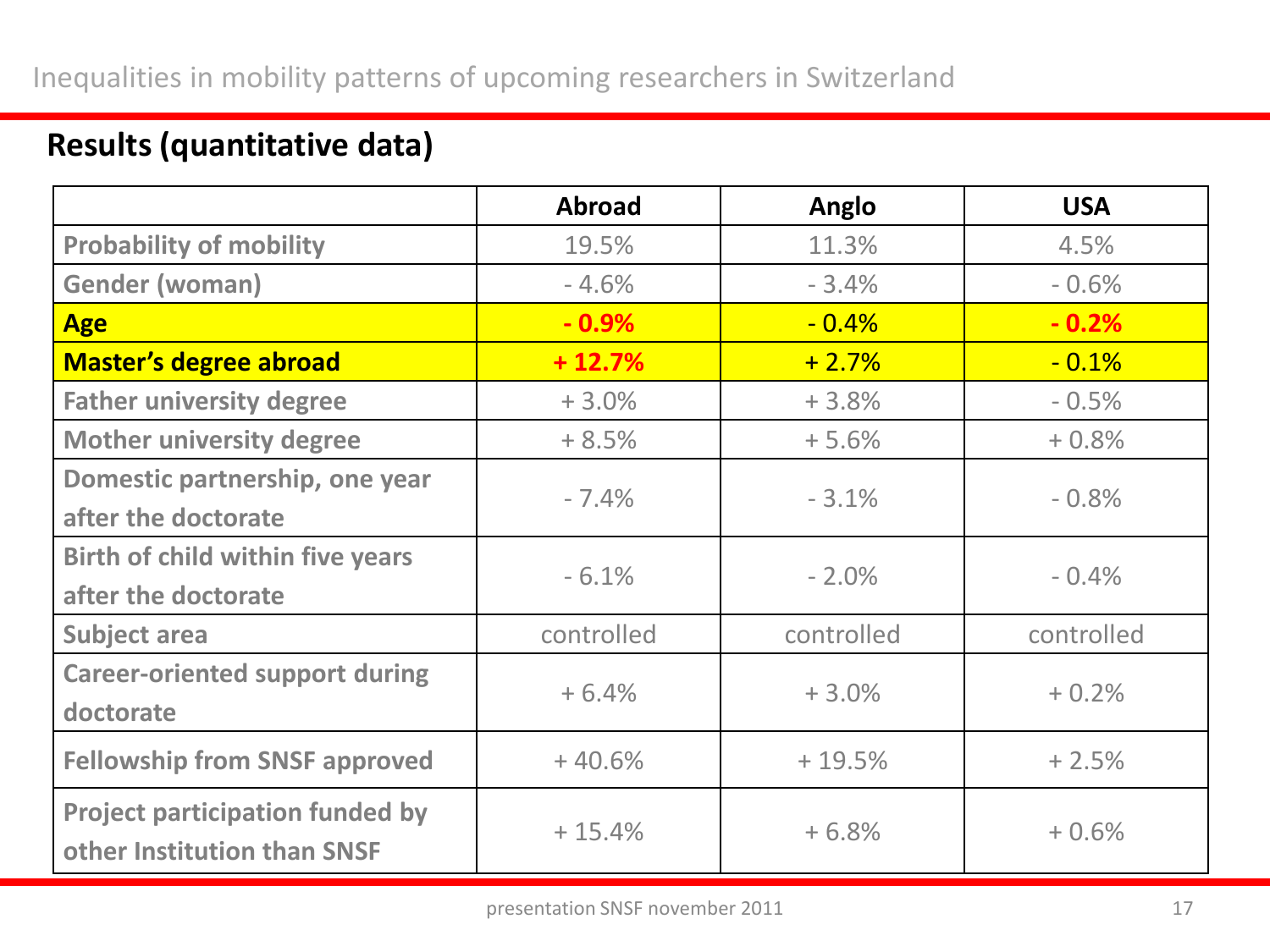Inequalities in mobility patterns of upcoming researchers in Switzerland

## Results (quantitative data)

| | Abroad | Anglo | USA |
|---|---|---|---|
| **Probability of mobility** | 19.5% | 11.3% | 4.5% |
| **Gender (woman)** | - 4.6% | - 3.4% | - 0.6% |
| **Age** | **- 0.9%** | - 0.4% | **- 0.2%** |
| **Master's degree abroad** | **+ 12.7%** | + 2.7% | - 0.1% |
| **Father university degree** | + 3.0% | + 3.8% | - 0.5% |
| **Mother university degree** | + 8.5% | + 5.6% | + 0.8% |
| **Domestic partnership, one year after the doctorate** | - 7.4% | - 3.1% | - 0.8% |
| **Birth of child within five years after the doctorate** | - 6.1% | - 2.0% | - 0.4% |
| **Subject area** | controlled | controlled | controlled |
| **Career-oriented support during doctorate** | + 6.4% | + 3.0% | + 0.2% |
| **Fellowship from SNSF approved** | + 40.6% | + 19.5% | + 2.5% |
| **Project participation funded by other Institution than SNSF** | + 15.4% | + 6.8% | + 0.6% |

presentation SNSF november 2011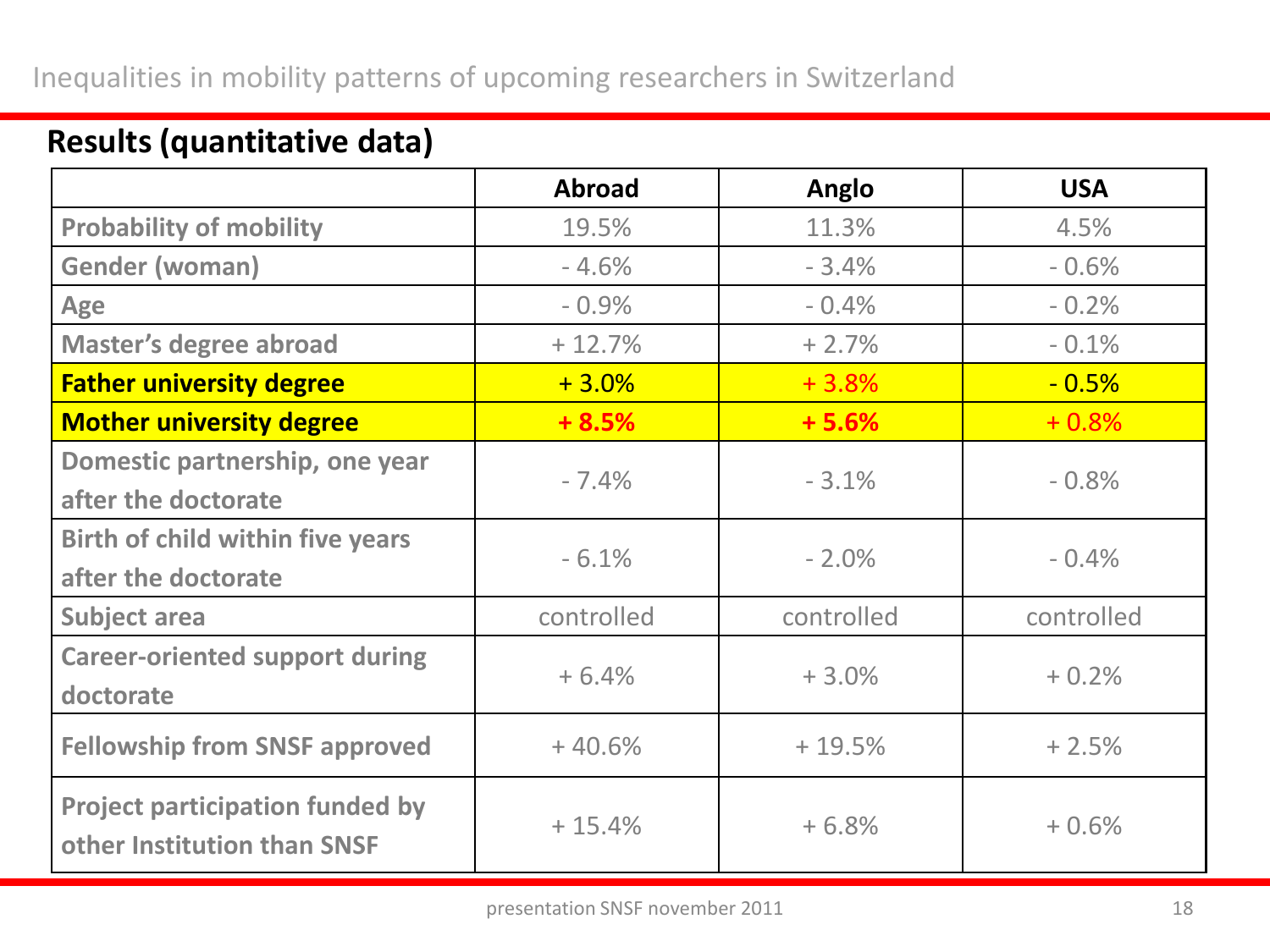## Results (quantitative data)

| | Abroad | Anglo | USA |
|---|---|---|---|
| Probability of mobility | 19.5% | 11.3% | 4.5% |
| Gender (woman) | - 4.6% | - 3.4% | - 0.6% |
| Age | - 0.9% | - 0.4% | - 0.2% |
| Master's degree abroad | + 12.7% | + 2.7% | - 0.1% |
| **Father university degree** | + 3.0% | + 3.8% | - 0.5% |
| **Mother university degree** | **+ 8.5%** | **+ 5.6%** | + 0.8% |
| Domestic partnership, one year after the doctorate | - 7.4% | - 3.1% | - 0.8% |
| Birth of child within five years after the doctorate | - 6.1% | - 2.0% | - 0.4% |
| Subject area | controlled | controlled | controlled |
| Career-oriented support during doctorate | + 6.4% | + 3.0% | + 0.2% |
| Fellowship from SNSF approved | + 40.6% | + 19.5% | + 2.5% |
| Project participation funded by other Institution than SNSF | + 15.4% | + 6.8% | + 0.6% |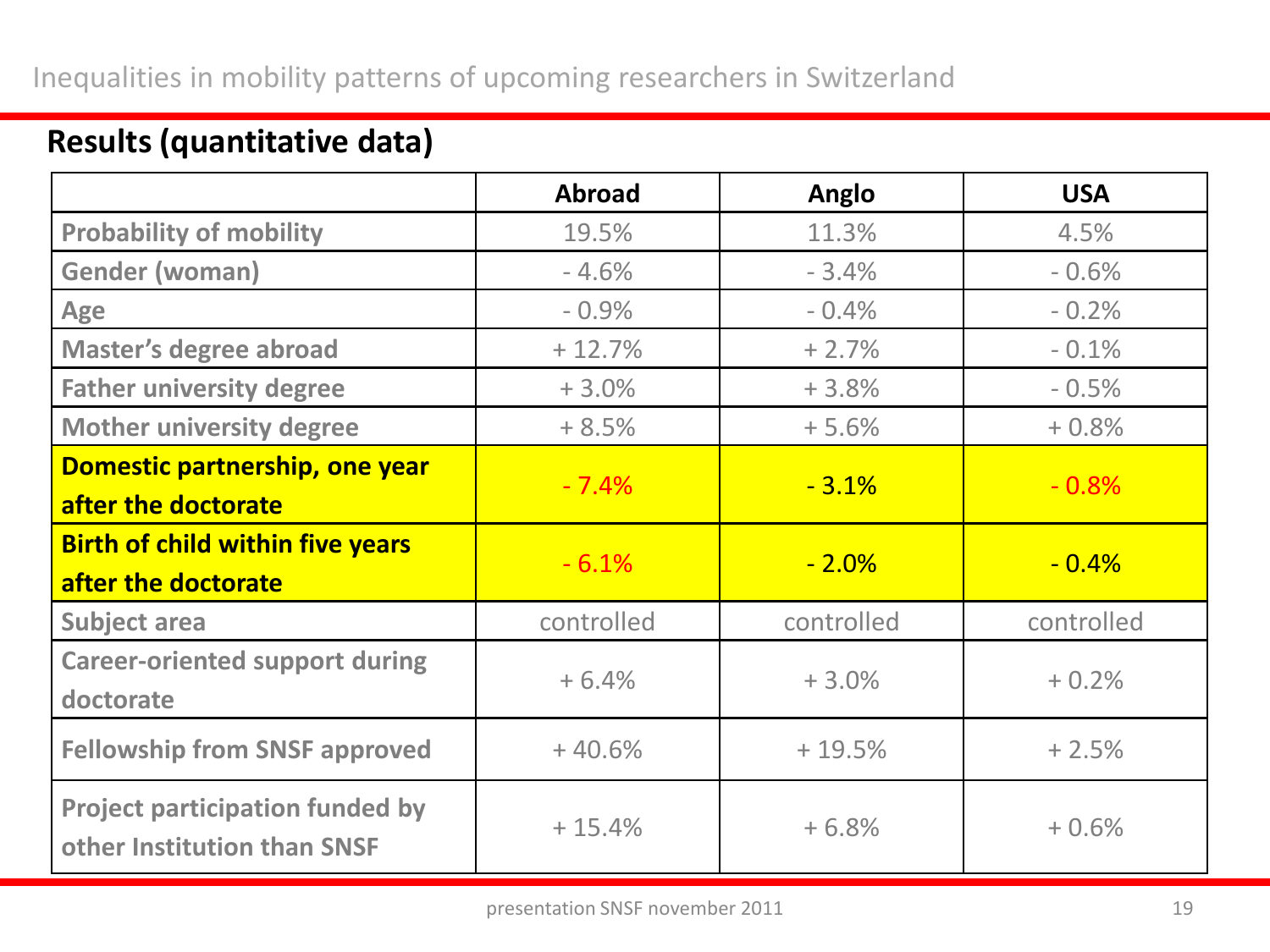## Results (quantitative data)

| | Abroad | Anglo | USA |
|---|---|---|---|
| Probability of mobility | 19.5% | 11.3% | 4.5% |
| Gender (woman) | - 4.6% | - 3.4% | - 0.6% |
| Age | - 0.9% | - 0.4% | - 0.2% |
| Master's degree abroad | + 12.7% | + 2.7% | - 0.1% |
| Father university degree | + 3.0% | + 3.8% | - 0.5% |
| Mother university degree | + 8.5% | + 5.6% | + 0.8% |
| **Domestic partnership, one year after the doctorate** | - 7.4% | - 3.1% | - 0.8% |
| **Birth of child within five years after the doctorate** | - 6.1% | - 2.0% | - 0.4% |
| Subject area | controlled | controlled | controlled |
| Career-oriented support during doctorate | + 6.4% | + 3.0% | + 0.2% |
| Fellowship from SNSF approved | + 40.6% | + 19.5% | + 2.5% |
| Project participation funded by other Institution than SNSF | + 15.4% | + 6.8% | + 0.6% |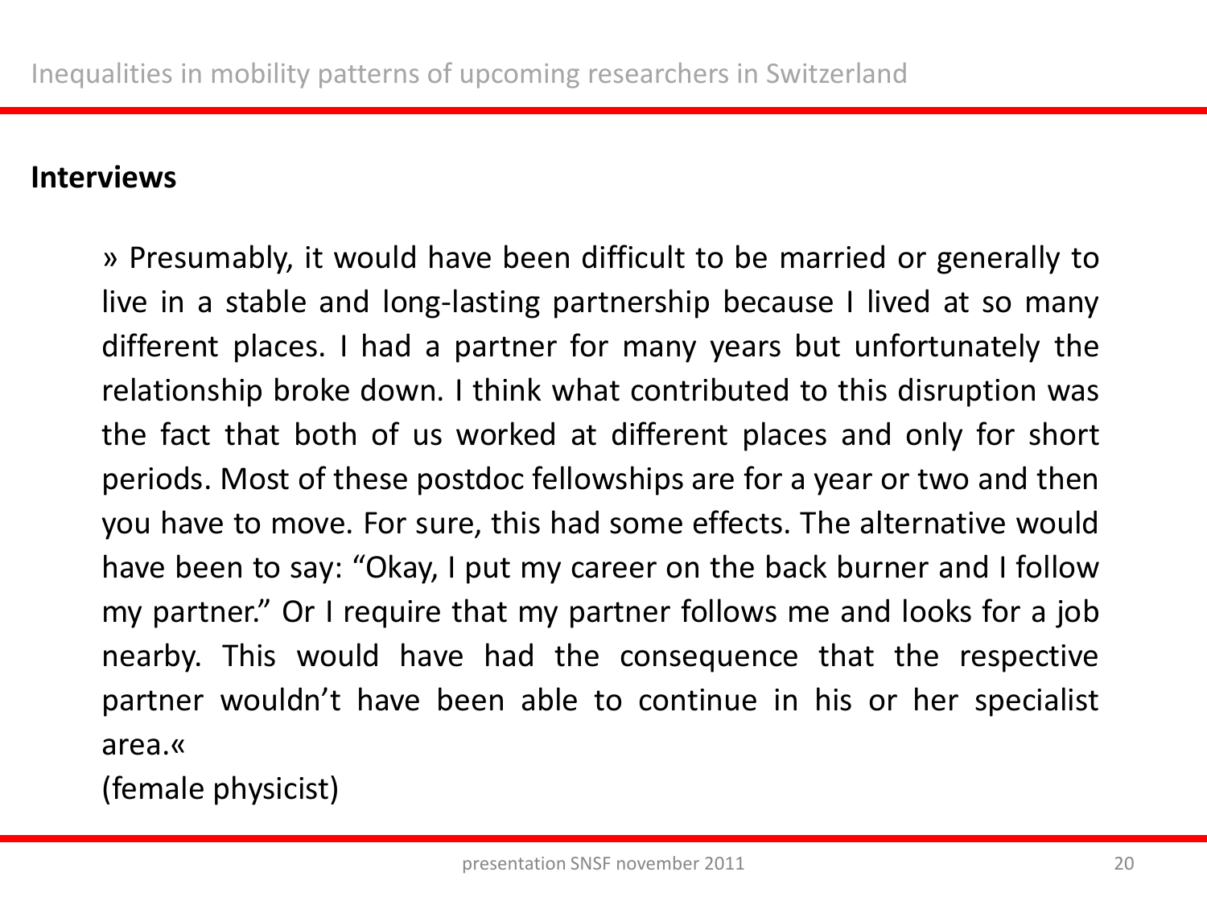## Interviews

» Presumably, it would have been difficult to be married or generally to live in a stable and long-lasting partnership because I lived at so many different places. I had a partner for many years but unfortunately the relationship broke down. I think what contributed to this disruption was the fact that both of us worked at different places and only for short periods. Most of these postdoc fellowships are for a year or two and then you have to move. For sure, this had some effects. The alternative would have been to say: "Okay, I put my career on the back burner and I follow my partner." Or I require that my partner follows me and looks for a job nearby. This would have had the consequence that the respective partner wouldn't have been able to continue in his or her specialist area.«

(female physicist)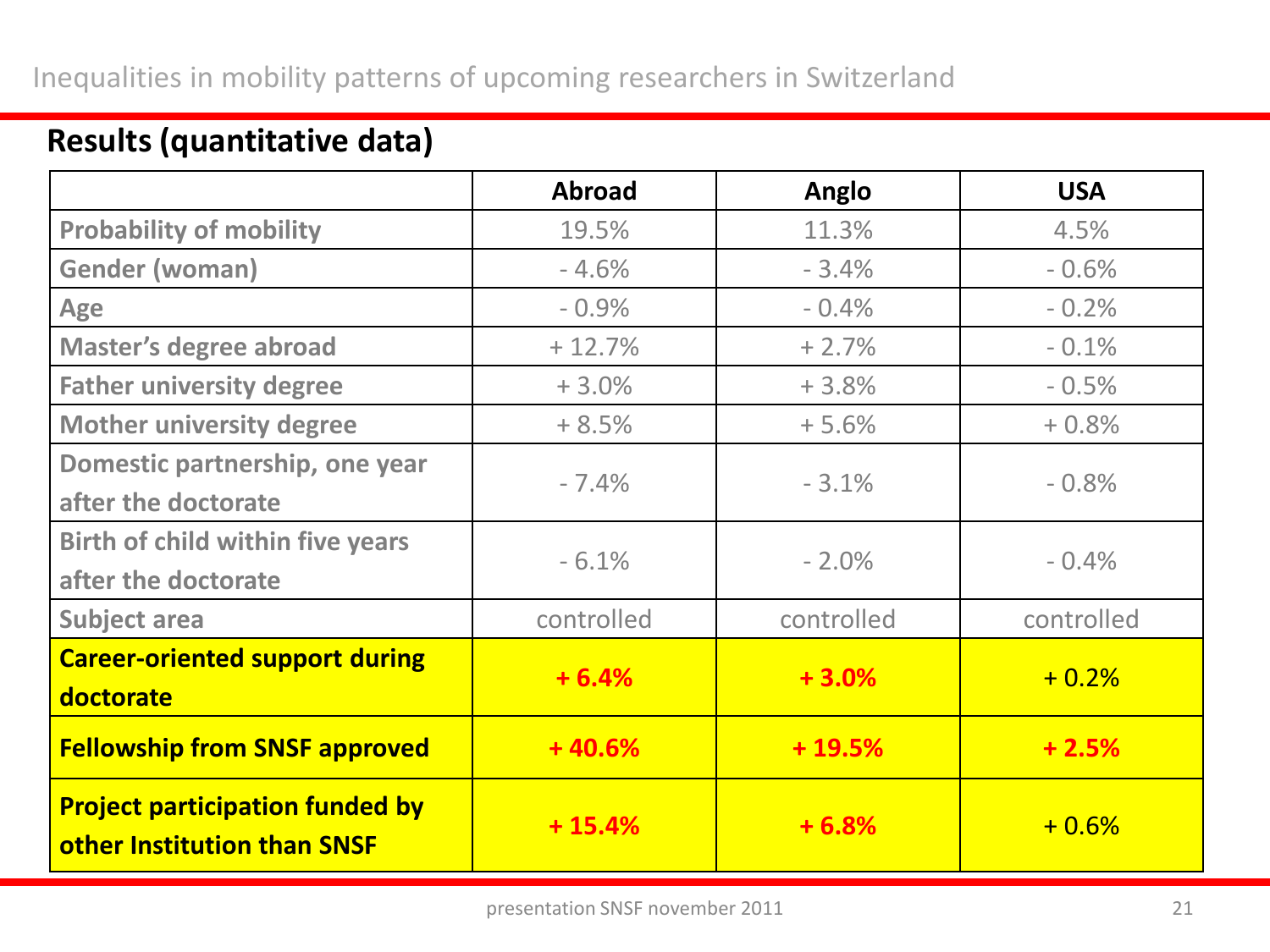## Results (quantitative data)

| | Abroad | Anglo | USA |
|---|---|---|---|
| Probability of mobility | 19.5% | 11.3% | 4.5% |
| Gender (woman) | - 4.6% | - 3.4% | - 0.6% |
| Age | - 0.9% | - 0.4% | - 0.2% |
| Master's degree abroad | + 12.7% | + 2.7% | - 0.1% |
| Father university degree | + 3.0% | + 3.8% | - 0.5% |
| Mother university degree | + 8.5% | + 5.6% | + 0.8% |
| Domestic partnership, one year after the doctorate | - 7.4% | - 3.1% | - 0.8% |
| Birth of child within five years after the doctorate | - 6.1% | - 2.0% | - 0.4% |
| Subject area | controlled | controlled | controlled |
| **Career-oriented support during doctorate** | **+ 6.4%** | **+ 3.0%** | + 0.2% |
| **Fellowship from SNSF approved** | **+ 40.6%** | **+ 19.5%** | **+ 2.5%** |
| **Project participation funded by other Institution than SNSF** | **+ 15.4%** | **+ 6.8%** | + 0.6% |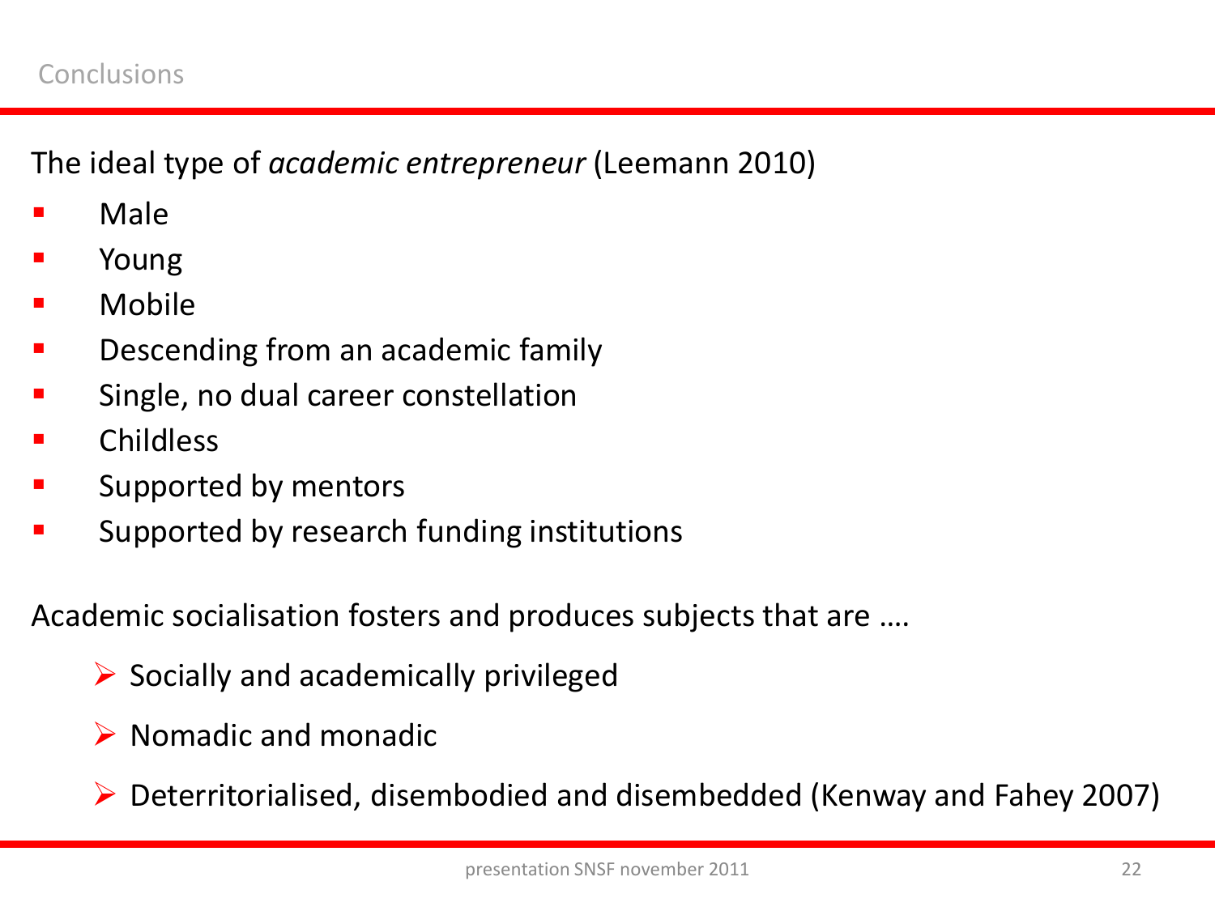## Conclusions

The ideal type of *academic entrepreneur* (Leemann 2010)

- Male
- Young
- Mobile
- Descending from an academic family
- Single, no dual career constellation
- Childless
- Supported by mentors
- Supported by research funding institutions

Academic socialisation fosters and produces subjects that are ….

- Socially and academically privileged
- Nomadic and monadic
- Deterritorialised, disembodied and disembedded (Kenway and Fahey 2007)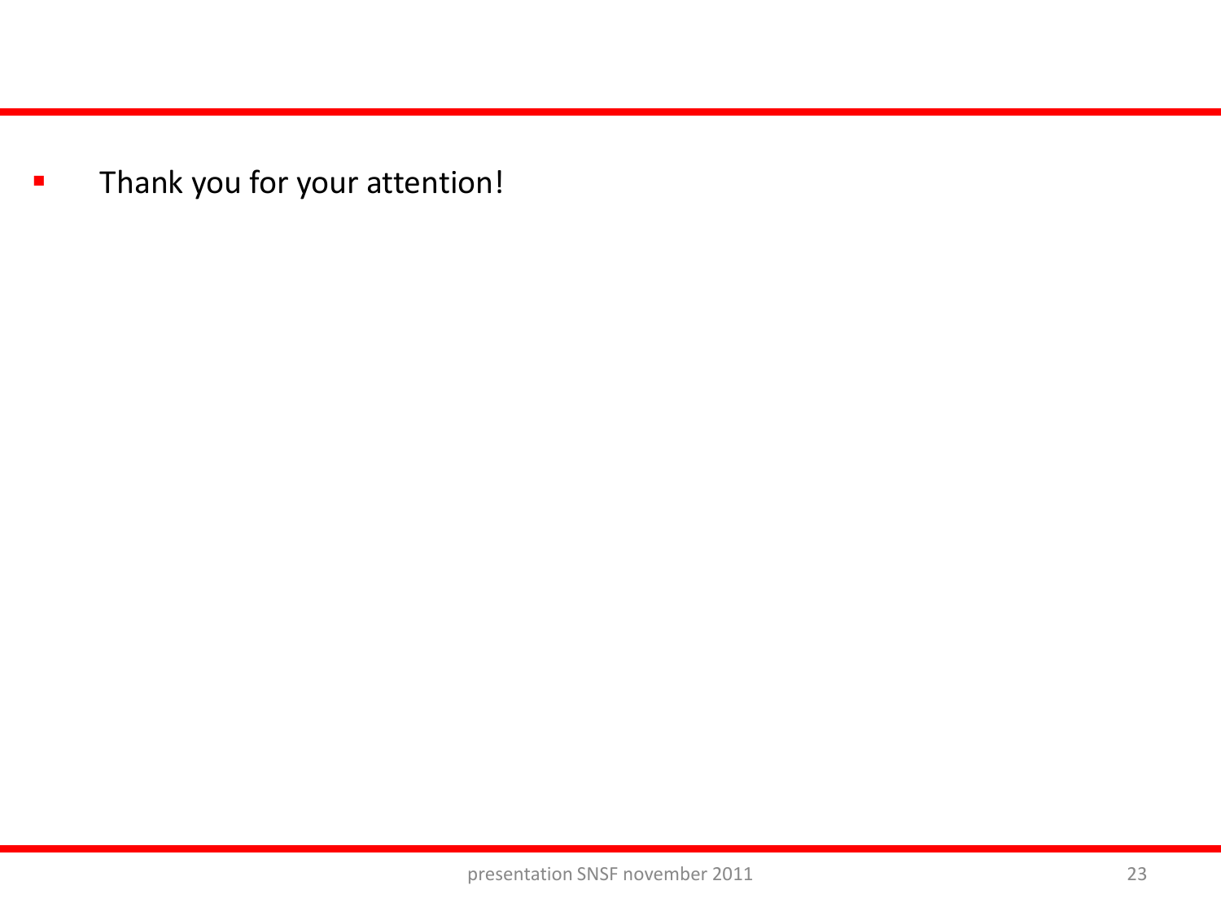- Thank you for your attention!